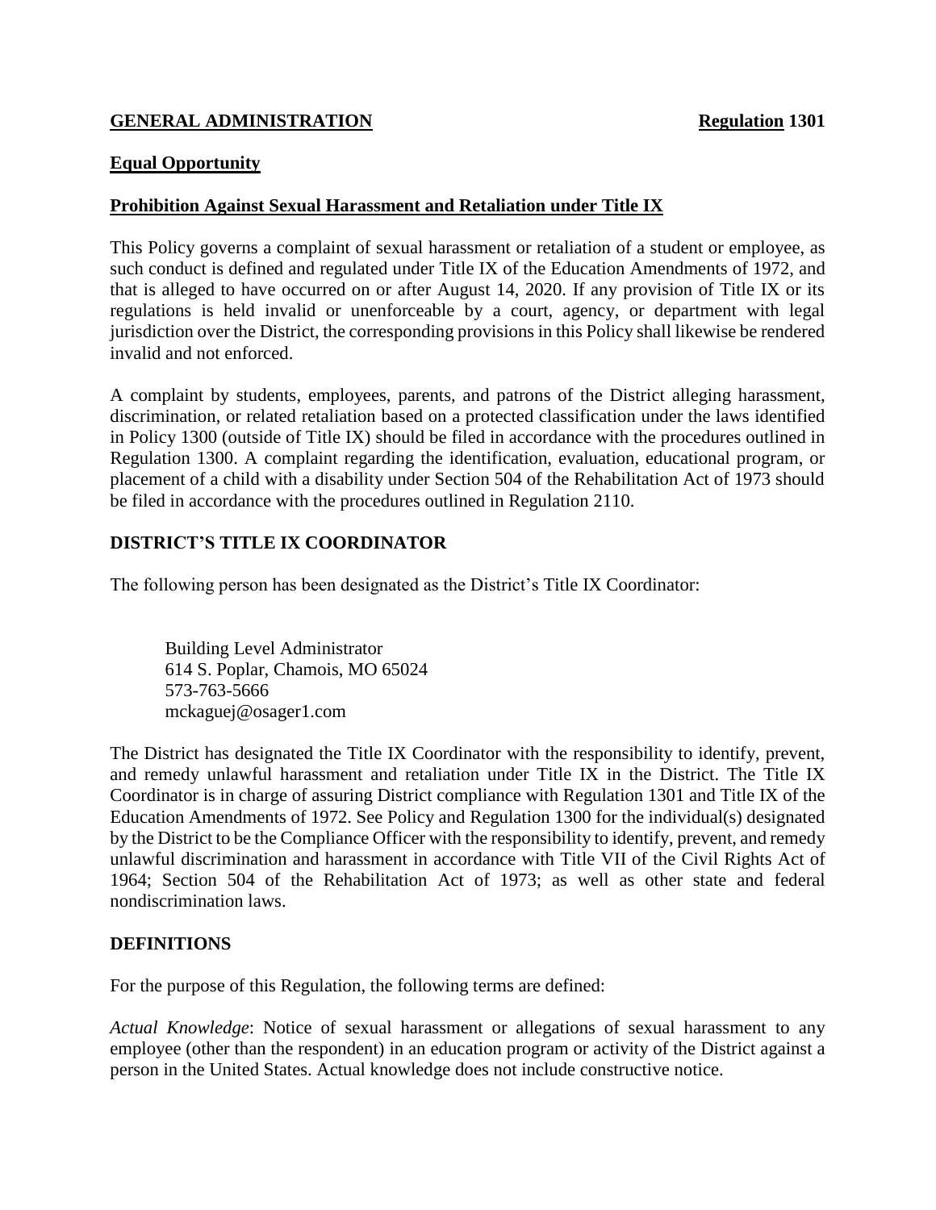**GENERAL ADMINISTRATION** **Regulation 1301**

**Equal Opportunity**

**Prohibition Against Sexual Harassment and Retaliation under Title IX**

This Policy governs a complaint of sexual harassment or retaliation of a student or employee, as such conduct is defined and regulated under Title IX of the Education Amendments of 1972, and that is alleged to have occurred on or after August 14, 2020. If any provision of Title IX or its regulations is held invalid or unenforceable by a court, agency, or department with legal jurisdiction over the District, the corresponding provisions in this Policy shall likewise be rendered invalid and not enforced.

A complaint by students, employees, parents, and patrons of the District alleging harassment, discrimination, or related retaliation based on a protected classification under the laws identified in Policy 1300 (outside of Title IX) should be filed in accordance with the procedures outlined in Regulation 1300. A complaint regarding the identification, evaluation, educational program, or placement of a child with a disability under Section 504 of the Rehabilitation Act of 1973 should be filed in accordance with the procedures outlined in Regulation 2110.

## DISTRICT'S TITLE IX COORDINATOR

The following person has been designated as the District's Title IX Coordinator:

Building Level Administrator
614 S. Poplar, Chamois, MO 65024
573-763-5666
mckaguej@osager1.com

The District has designated the Title IX Coordinator with the responsibility to identify, prevent, and remedy unlawful harassment and retaliation under Title IX in the District. The Title IX Coordinator is in charge of assuring District compliance with Regulation 1301 and Title IX of the Education Amendments of 1972. See Policy and Regulation 1300 for the individual(s) designated by the District to be the Compliance Officer with the responsibility to identify, prevent, and remedy unlawful discrimination and harassment in accordance with Title VII of the Civil Rights Act of 1964; Section 504 of the Rehabilitation Act of 1973; as well as other state and federal nondiscrimination laws.

## DEFINITIONS

For the purpose of this Regulation, the following terms are defined:

*Actual Knowledge*: Notice of sexual harassment or allegations of sexual harassment to any employee (other than the respondent) in an education program or activity of the District against a person in the United States. Actual knowledge does not include constructive notice.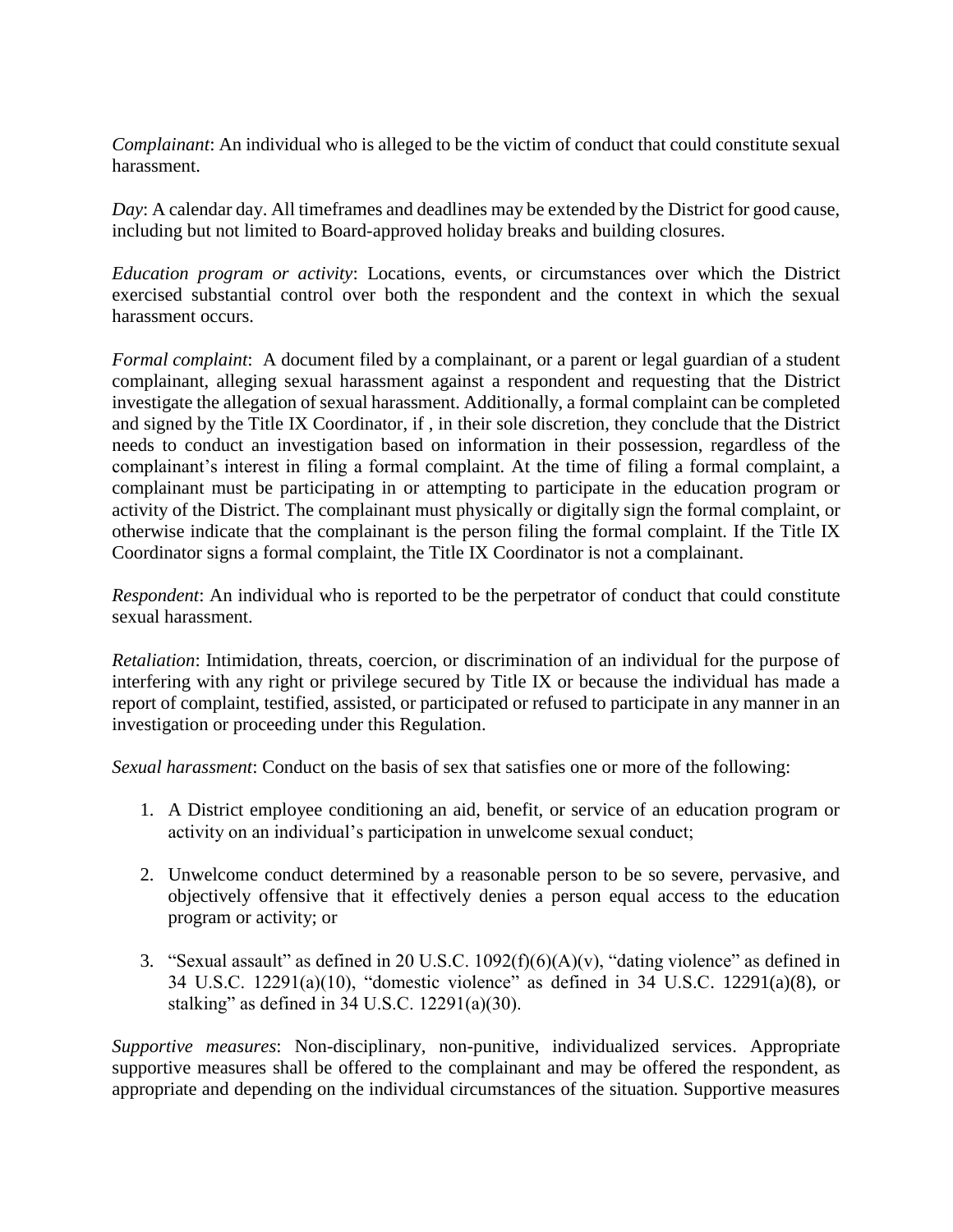*Complainant*: An individual who is alleged to be the victim of conduct that could constitute sexual harassment.

*Day*: A calendar day. All timeframes and deadlines may be extended by the District for good cause, including but not limited to Board-approved holiday breaks and building closures.

*Education program or activity*: Locations, events, or circumstances over which the District exercised substantial control over both the respondent and the context in which the sexual harassment occurs.

*Formal complaint*: A document filed by a complainant, or a parent or legal guardian of a student complainant, alleging sexual harassment against a respondent and requesting that the District investigate the allegation of sexual harassment. Additionally, a formal complaint can be completed and signed by the Title IX Coordinator, if , in their sole discretion, they conclude that the District needs to conduct an investigation based on information in their possession, regardless of the complainant's interest in filing a formal complaint. At the time of filing a formal complaint, a complainant must be participating in or attempting to participate in the education program or activity of the District. The complainant must physically or digitally sign the formal complaint, or otherwise indicate that the complainant is the person filing the formal complaint. If the Title IX Coordinator signs a formal complaint, the Title IX Coordinator is not a complainant.

*Respondent*: An individual who is reported to be the perpetrator of conduct that could constitute sexual harassment.

*Retaliation*: Intimidation, threats, coercion, or discrimination of an individual for the purpose of interfering with any right or privilege secured by Title IX or because the individual has made a report of complaint, testified, assisted, or participated or refused to participate in any manner in an investigation or proceeding under this Regulation.

*Sexual harassment*: Conduct on the basis of sex that satisfies one or more of the following:

1. A District employee conditioning an aid, benefit, or service of an education program or activity on an individual's participation in unwelcome sexual conduct;

2. Unwelcome conduct determined by a reasonable person to be so severe, pervasive, and objectively offensive that it effectively denies a person equal access to the education program or activity; or

3. "Sexual assault" as defined in 20 U.S.C. 1092(f)(6)(A)(v), "dating violence" as defined in 34 U.S.C. 12291(a)(10), "domestic violence" as defined in 34 U.S.C. 12291(a)(8), or stalking" as defined in 34 U.S.C. 12291(a)(30).

*Supportive measures*: Non-disciplinary, non-punitive, individualized services. Appropriate supportive measures shall be offered to the complainant and may be offered the respondent, as appropriate and depending on the individual circumstances of the situation. Supportive measures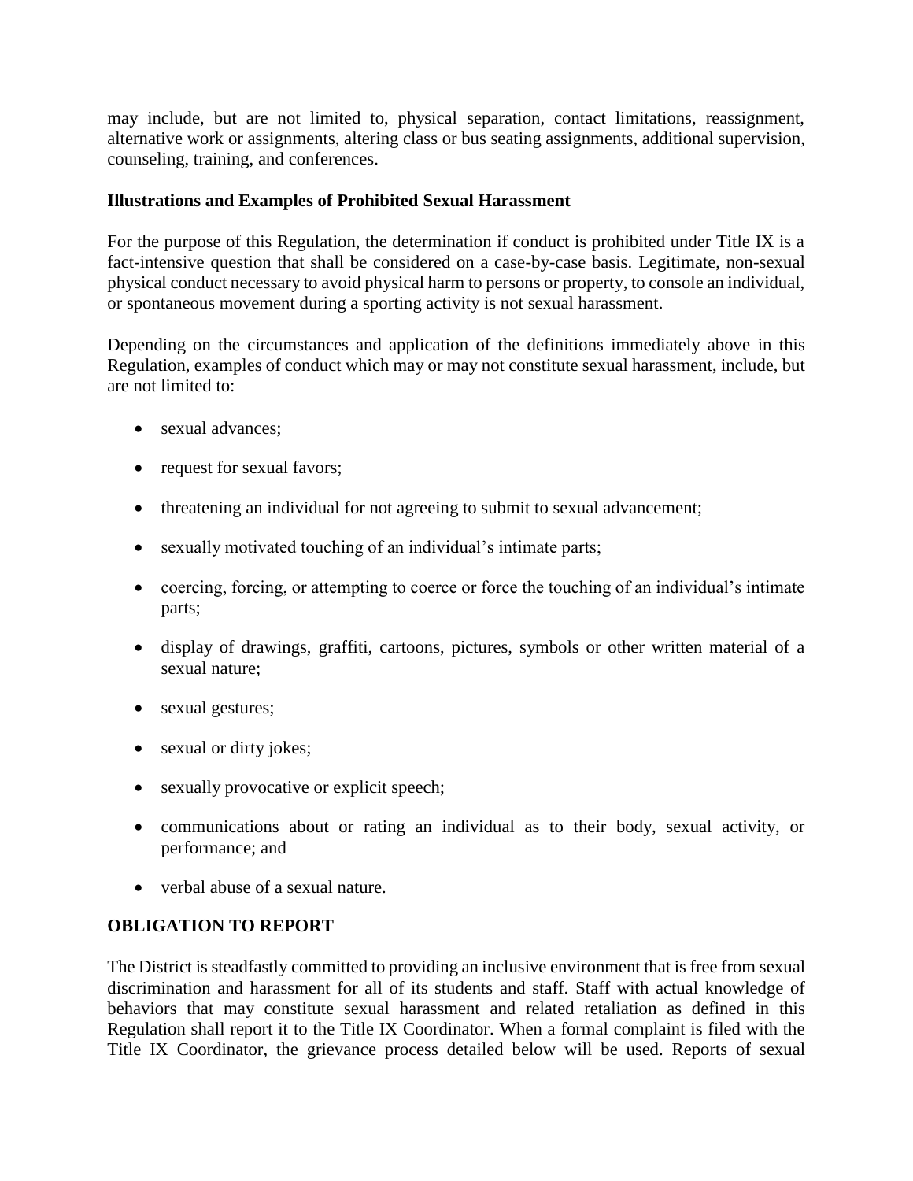may include, but are not limited to, physical separation, contact limitations, reassignment, alternative work or assignments, altering class or bus seating assignments, additional supervision, counseling, training, and conferences.

**Illustrations and Examples of Prohibited Sexual Harassment**

For the purpose of this Regulation, the determination if conduct is prohibited under Title IX is a fact-intensive question that shall be considered on a case-by-case basis. Legitimate, non-sexual physical conduct necessary to avoid physical harm to persons or property, to console an individual, or spontaneous movement during a sporting activity is not sexual harassment.

Depending on the circumstances and application of the definitions immediately above in this Regulation, examples of conduct which may or may not constitute sexual harassment, include, but are not limited to:

- sexual advances;
- request for sexual favors;
- threatening an individual for not agreeing to submit to sexual advancement;
- sexually motivated touching of an individual's intimate parts;
- coercing, forcing, or attempting to coerce or force the touching of an individual's intimate parts;
- display of drawings, graffiti, cartoons, pictures, symbols or other written material of a sexual nature;
- sexual gestures;
- sexual or dirty jokes;
- sexually provocative or explicit speech;
- communications about or rating an individual as to their body, sexual activity, or performance; and
- verbal abuse of a sexual nature.

**OBLIGATION TO REPORT**

The District is steadfastly committed to providing an inclusive environment that is free from sexual discrimination and harassment for all of its students and staff. Staff with actual knowledge of behaviors that may constitute sexual harassment and related retaliation as defined in this Regulation shall report it to the Title IX Coordinator. When a formal complaint is filed with the Title IX Coordinator, the grievance process detailed below will be used. Reports of sexual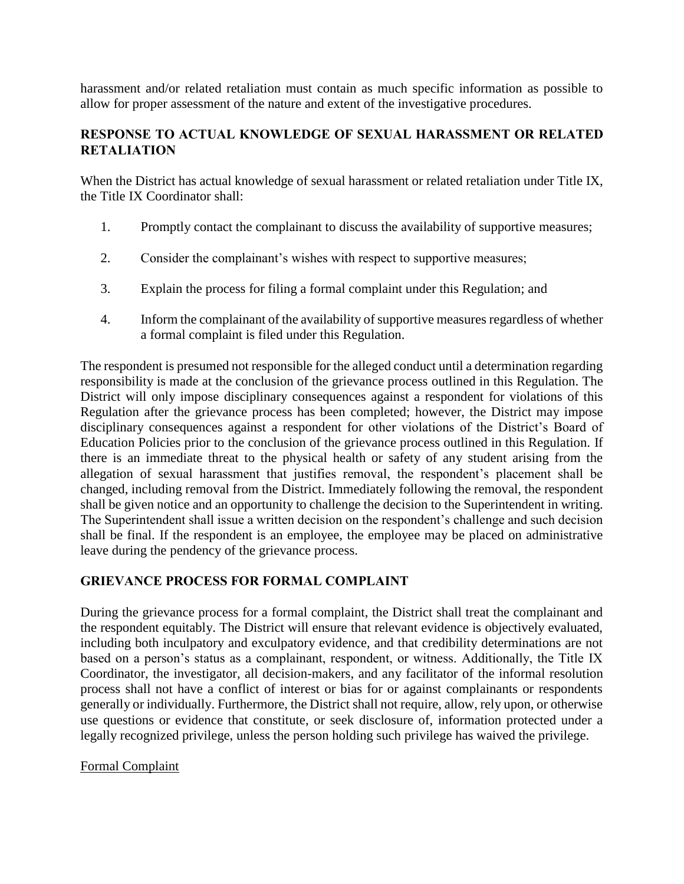harassment and/or related retaliation must contain as much specific information as possible to allow for proper assessment of the nature and extent of the investigative procedures.

## RESPONSE TO ACTUAL KNOWLEDGE OF SEXUAL HARASSMENT OR RELATED RETALIATION

When the District has actual knowledge of sexual harassment or related retaliation under Title IX, the Title IX Coordinator shall:

1. Promptly contact the complainant to discuss the availability of supportive measures;
2. Consider the complainant's wishes with respect to supportive measures;
3. Explain the process for filing a formal complaint under this Regulation; and
4. Inform the complainant of the availability of supportive measures regardless of whether a formal complaint is filed under this Regulation.

The respondent is presumed not responsible for the alleged conduct until a determination regarding responsibility is made at the conclusion of the grievance process outlined in this Regulation. The District will only impose disciplinary consequences against a respondent for violations of this Regulation after the grievance process has been completed; however, the District may impose disciplinary consequences against a respondent for other violations of the District's Board of Education Policies prior to the conclusion of the grievance process outlined in this Regulation. If there is an immediate threat to the physical health or safety of any student arising from the allegation of sexual harassment that justifies removal, the respondent's placement shall be changed, including removal from the District. Immediately following the removal, the respondent shall be given notice and an opportunity to challenge the decision to the Superintendent in writing. The Superintendent shall issue a written decision on the respondent's challenge and such decision shall be final. If the respondent is an employee, the employee may be placed on administrative leave during the pendency of the grievance process.

## GRIEVANCE PROCESS FOR FORMAL COMPLAINT

During the grievance process for a formal complaint, the District shall treat the complainant and the respondent equitably. The District will ensure that relevant evidence is objectively evaluated, including both inculpatory and exculpatory evidence, and that credibility determinations are not based on a person's status as a complainant, respondent, or witness. Additionally, the Title IX Coordinator, the investigator, all decision-makers, and any facilitator of the informal resolution process shall not have a conflict of interest or bias for or against complainants or respondents generally or individually. Furthermore, the District shall not require, allow, rely upon, or otherwise use questions or evidence that constitute, or seek disclosure of, information protected under a legally recognized privilege, unless the person holding such privilege has waived the privilege.

<u>Formal Complaint</u>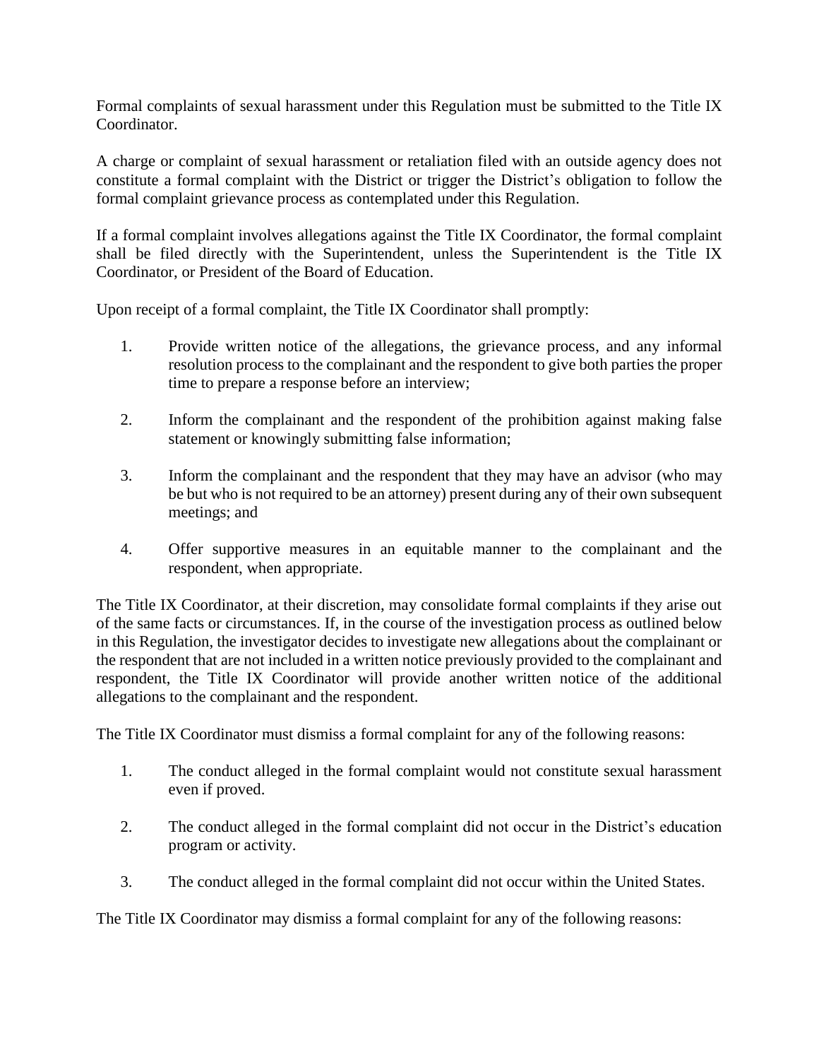Formal complaints of sexual harassment under this Regulation must be submitted to the Title IX Coordinator.

A charge or complaint of sexual harassment or retaliation filed with an outside agency does not constitute a formal complaint with the District or trigger the District's obligation to follow the formal complaint grievance process as contemplated under this Regulation.

If a formal complaint involves allegations against the Title IX Coordinator, the formal complaint shall be filed directly with the Superintendent, unless the Superintendent is the Title IX Coordinator, or President of the Board of Education.

Upon receipt of a formal complaint, the Title IX Coordinator shall promptly:

1. Provide written notice of the allegations, the grievance process, and any informal resolution process to the complainant and the respondent to give both parties the proper time to prepare a response before an interview;

2. Inform the complainant and the respondent of the prohibition against making false statement or knowingly submitting false information;

3. Inform the complainant and the respondent that they may have an advisor (who may be but who is not required to be an attorney) present during any of their own subsequent meetings; and

4. Offer supportive measures in an equitable manner to the complainant and the respondent, when appropriate.

The Title IX Coordinator, at their discretion, may consolidate formal complaints if they arise out of the same facts or circumstances. If, in the course of the investigation process as outlined below in this Regulation, the investigator decides to investigate new allegations about the complainant or the respondent that are not included in a written notice previously provided to the complainant and respondent, the Title IX Coordinator will provide another written notice of the additional allegations to the complainant and the respondent.

The Title IX Coordinator must dismiss a formal complaint for any of the following reasons:

1. The conduct alleged in the formal complaint would not constitute sexual harassment even if proved.

2. The conduct alleged in the formal complaint did not occur in the District's education program or activity.

3. The conduct alleged in the formal complaint did not occur within the United States.

The Title IX Coordinator may dismiss a formal complaint for any of the following reasons: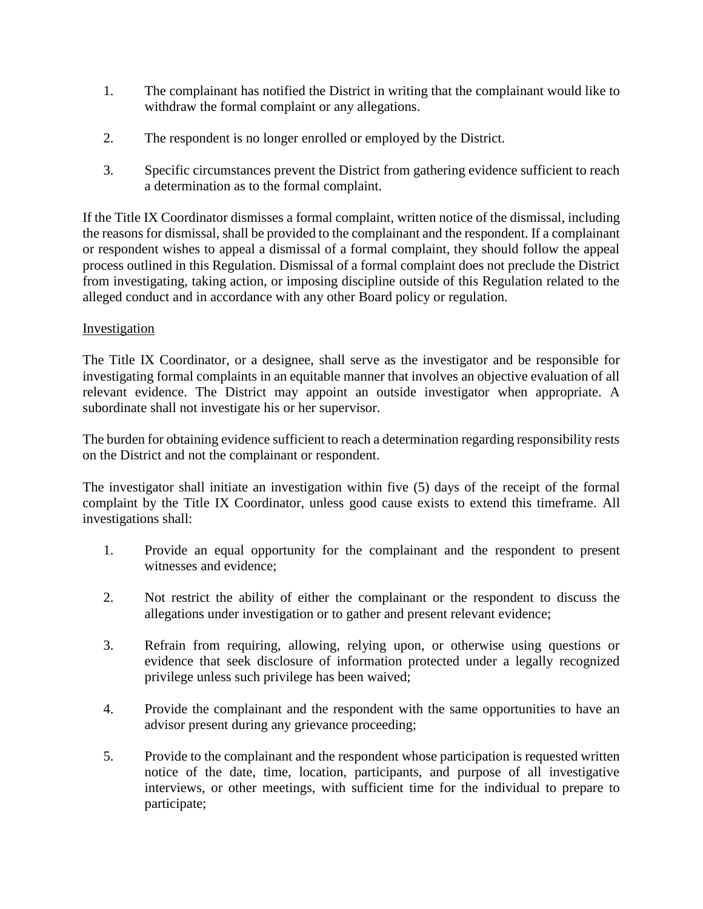1. The complainant has notified the District in writing that the complainant would like to withdraw the formal complaint or any allegations.

2. The respondent is no longer enrolled or employed by the District.

3. Specific circumstances prevent the District from gathering evidence sufficient to reach a determination as to the formal complaint.

If the Title IX Coordinator dismisses a formal complaint, written notice of the dismissal, including the reasons for dismissal, shall be provided to the complainant and the respondent. If a complainant or respondent wishes to appeal a dismissal of a formal complaint, they should follow the appeal process outlined in this Regulation. Dismissal of a formal complaint does not preclude the District from investigating, taking action, or imposing discipline outside of this Regulation related to the alleged conduct and in accordance with any other Board policy or regulation.

<u>Investigation</u>

The Title IX Coordinator, or a designee, shall serve as the investigator and be responsible for investigating formal complaints in an equitable manner that involves an objective evaluation of all relevant evidence. The District may appoint an outside investigator when appropriate. A subordinate shall not investigate his or her supervisor.

The burden for obtaining evidence sufficient to reach a determination regarding responsibility rests on the District and not the complainant or respondent.

The investigator shall initiate an investigation within five (5) days of the receipt of the formal complaint by the Title IX Coordinator, unless good cause exists to extend this timeframe. All investigations shall:

1. Provide an equal opportunity for the complainant and the respondent to present witnesses and evidence;

2. Not restrict the ability of either the complainant or the respondent to discuss the allegations under investigation or to gather and present relevant evidence;

3. Refrain from requiring, allowing, relying upon, or otherwise using questions or evidence that seek disclosure of information protected under a legally recognized privilege unless such privilege has been waived;

4. Provide the complainant and the respondent with the same opportunities to have an advisor present during any grievance proceeding;

5. Provide to the complainant and the respondent whose participation is requested written notice of the date, time, location, participants, and purpose of all investigative interviews, or other meetings, with sufficient time for the individual to prepare to participate;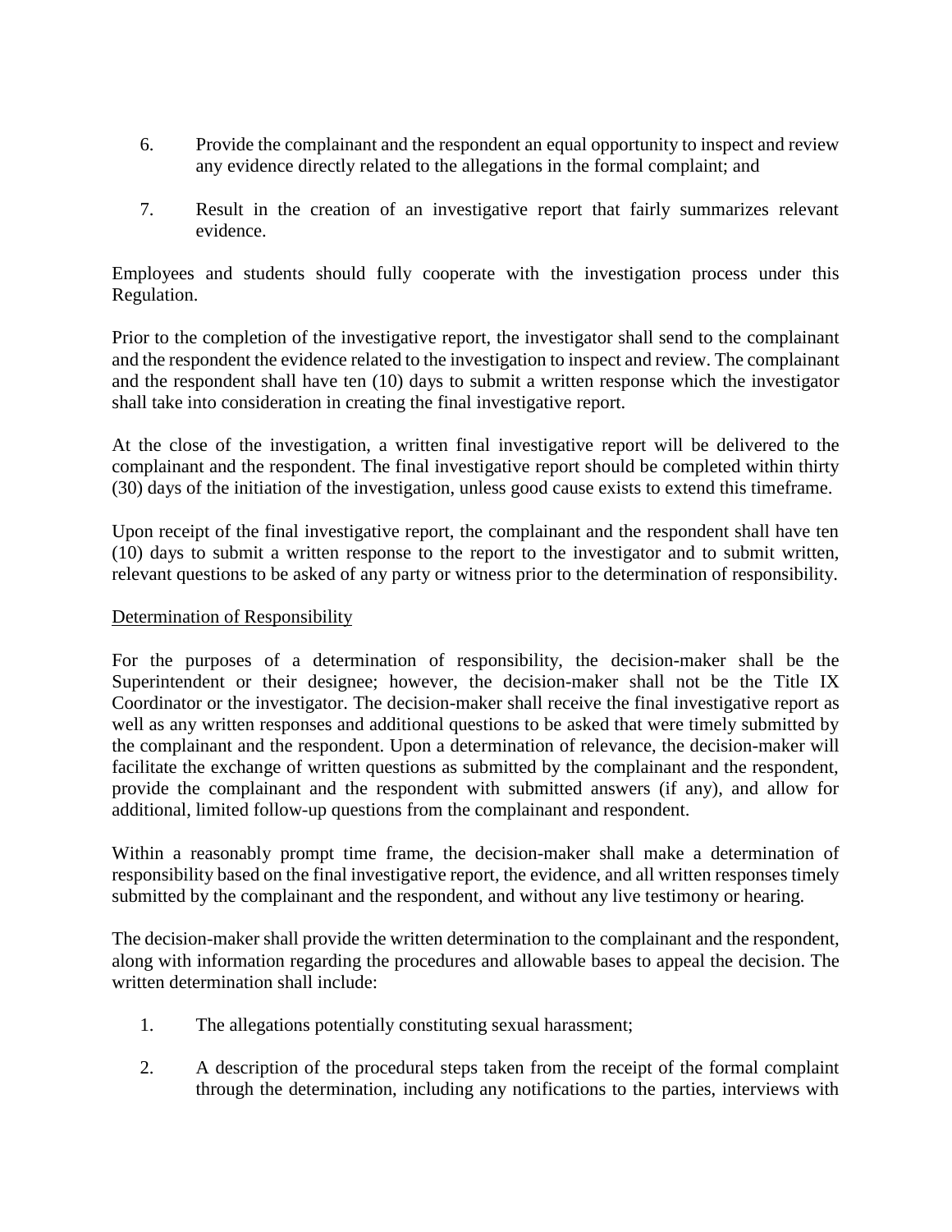6. Provide the complainant and the respondent an equal opportunity to inspect and review any evidence directly related to the allegations in the formal complaint; and

7. Result in the creation of an investigative report that fairly summarizes relevant evidence.

Employees and students should fully cooperate with the investigation process under this Regulation.

Prior to the completion of the investigative report, the investigator shall send to the complainant and the respondent the evidence related to the investigation to inspect and review. The complainant and the respondent shall have ten (10) days to submit a written response which the investigator shall take into consideration in creating the final investigative report.

At the close of the investigation, a written final investigative report will be delivered to the complainant and the respondent. The final investigative report should be completed within thirty (30) days of the initiation of the investigation, unless good cause exists to extend this timeframe.

Upon receipt of the final investigative report, the complainant and the respondent shall have ten (10) days to submit a written response to the report to the investigator and to submit written, relevant questions to be asked of any party or witness prior to the determination of responsibility.

<u>Determination of Responsibility</u>

For the purposes of a determination of responsibility, the decision-maker shall be the Superintendent or their designee; however, the decision-maker shall not be the Title IX Coordinator or the investigator. The decision-maker shall receive the final investigative report as well as any written responses and additional questions to be asked that were timely submitted by the complainant and the respondent. Upon a determination of relevance, the decision-maker will facilitate the exchange of written questions as submitted by the complainant and the respondent, provide the complainant and the respondent with submitted answers (if any), and allow for additional, limited follow-up questions from the complainant and respondent.

Within a reasonably prompt time frame, the decision-maker shall make a determination of responsibility based on the final investigative report, the evidence, and all written responses timely submitted by the complainant and the respondent, and without any live testimony or hearing.

The decision-maker shall provide the written determination to the complainant and the respondent, along with information regarding the procedures and allowable bases to appeal the decision. The written determination shall include:

1. The allegations potentially constituting sexual harassment;

2. A description of the procedural steps taken from the receipt of the formal complaint through the determination, including any notifications to the parties, interviews with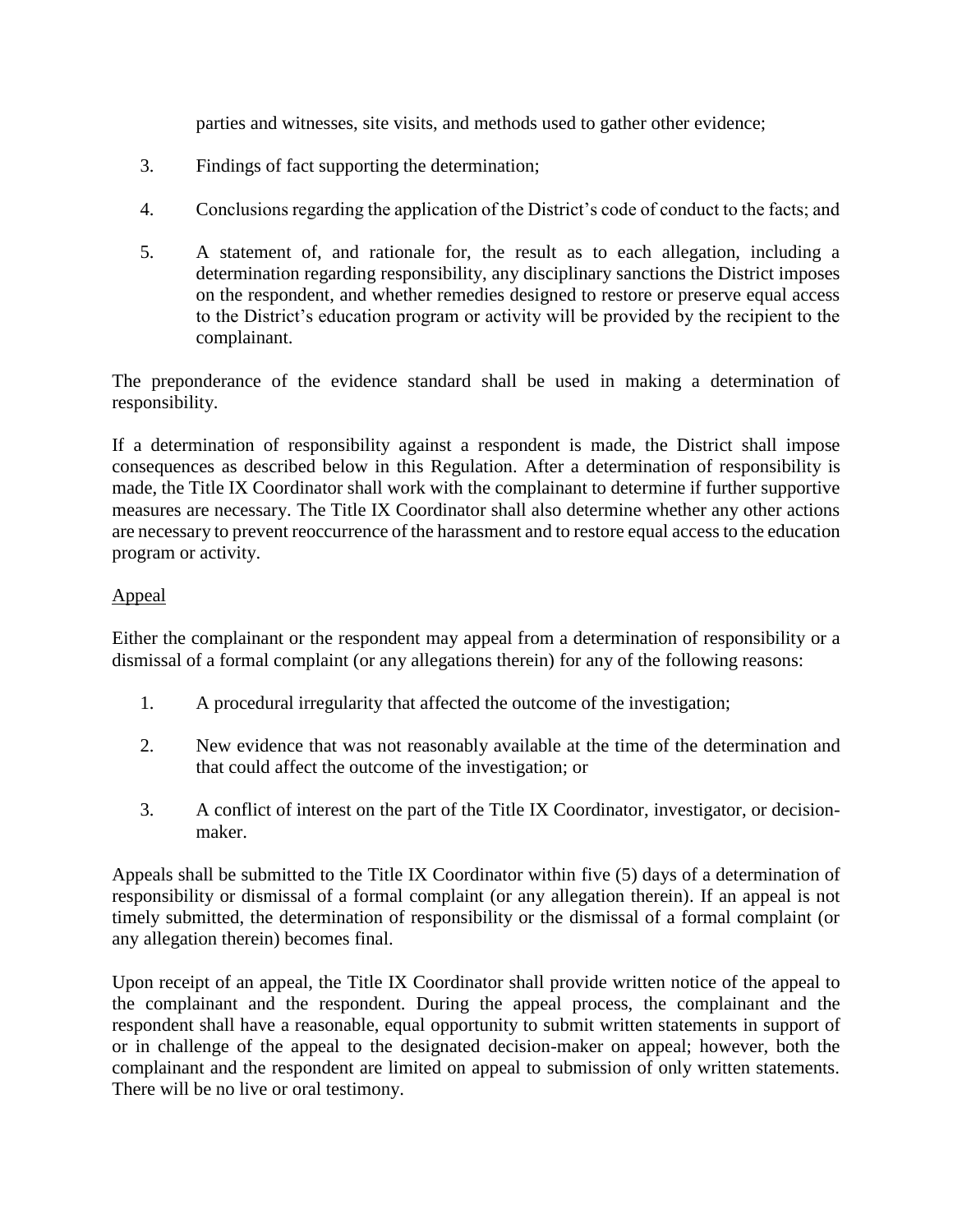parties and witnesses, site visits, and methods used to gather other evidence;

3. Findings of fact supporting the determination;

4. Conclusions regarding the application of the District's code of conduct to the facts; and

5. A statement of, and rationale for, the result as to each allegation, including a determination regarding responsibility, any disciplinary sanctions the District imposes on the respondent, and whether remedies designed to restore or preserve equal access to the District's education program or activity will be provided by the recipient to the complainant.

The preponderance of the evidence standard shall be used in making a determination of responsibility.

If a determination of responsibility against a respondent is made, the District shall impose consequences as described below in this Regulation. After a determination of responsibility is made, the Title IX Coordinator shall work with the complainant to determine if further supportive measures are necessary. The Title IX Coordinator shall also determine whether any other actions are necessary to prevent reoccurrence of the harassment and to restore equal access to the education program or activity.

## Appeal

Either the complainant or the respondent may appeal from a determination of responsibility or a dismissal of a formal complaint (or any allegations therein) for any of the following reasons:

1. A procedural irregularity that affected the outcome of the investigation;

2. New evidence that was not reasonably available at the time of the determination and that could affect the outcome of the investigation; or

3. A conflict of interest on the part of the Title IX Coordinator, investigator, or decision-maker.

Appeals shall be submitted to the Title IX Coordinator within five (5) days of a determination of responsibility or dismissal of a formal complaint (or any allegation therein). If an appeal is not timely submitted, the determination of responsibility or the dismissal of a formal complaint (or any allegation therein) becomes final.

Upon receipt of an appeal, the Title IX Coordinator shall provide written notice of the appeal to the complainant and the respondent. During the appeal process, the complainant and the respondent shall have a reasonable, equal opportunity to submit written statements in support of or in challenge of the appeal to the designated decision-maker on appeal; however, both the complainant and the respondent are limited on appeal to submission of only written statements. There will be no live or oral testimony.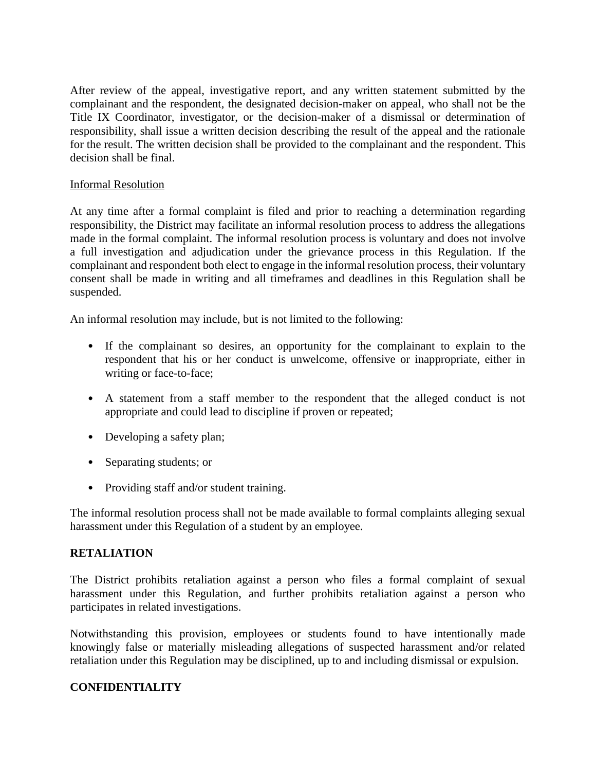After review of the appeal, investigative report, and any written statement submitted by the complainant and the respondent, the designated decision-maker on appeal, who shall not be the Title IX Coordinator, investigator, or the decision-maker of a dismissal or determination of responsibility, shall issue a written decision describing the result of the appeal and the rationale for the result. The written decision shall be provided to the complainant and the respondent. This decision shall be final.

<u>Informal Resolution</u>

At any time after a formal complaint is filed and prior to reaching a determination regarding responsibility, the District may facilitate an informal resolution process to address the allegations made in the formal complaint. The informal resolution process is voluntary and does not involve a full investigation and adjudication under the grievance process in this Regulation. If the complainant and respondent both elect to engage in the informal resolution process, their voluntary consent shall be made in writing and all timeframes and deadlines in this Regulation shall be suspended.

An informal resolution may include, but is not limited to the following:

- If the complainant so desires, an opportunity for the complainant to explain to the respondent that his or her conduct is unwelcome, offensive or inappropriate, either in writing or face-to-face;
- A statement from a staff member to the respondent that the alleged conduct is not appropriate and could lead to discipline if proven or repeated;
- Developing a safety plan;
- Separating students; or
- Providing staff and/or student training.

The informal resolution process shall not be made available to formal complaints alleging sexual harassment under this Regulation of a student by an employee.

**RETALIATION**

The District prohibits retaliation against a person who files a formal complaint of sexual harassment under this Regulation, and further prohibits retaliation against a person who participates in related investigations.

Notwithstanding this provision, employees or students found to have intentionally made knowingly false or materially misleading allegations of suspected harassment and/or related retaliation under this Regulation may be disciplined, up to and including dismissal or expulsion.

**CONFIDENTIALITY**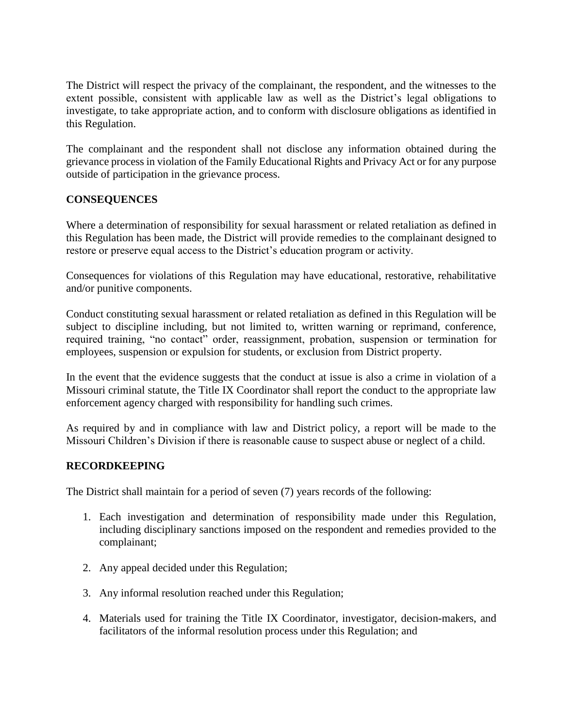The District will respect the privacy of the complainant, the respondent, and the witnesses to the extent possible, consistent with applicable law as well as the District's legal obligations to investigate, to take appropriate action, and to conform with disclosure obligations as identified in this Regulation.

The complainant and the respondent shall not disclose any information obtained during the grievance process in violation of the Family Educational Rights and Privacy Act or for any purpose outside of participation in the grievance process.

**CONSEQUENCES**

Where a determination of responsibility for sexual harassment or related retaliation as defined in this Regulation has been made, the District will provide remedies to the complainant designed to restore or preserve equal access to the District's education program or activity.

Consequences for violations of this Regulation may have educational, restorative, rehabilitative and/or punitive components.

Conduct constituting sexual harassment or related retaliation as defined in this Regulation will be subject to discipline including, but not limited to, written warning or reprimand, conference, required training, "no contact" order, reassignment, probation, suspension or termination for employees, suspension or expulsion for students, or exclusion from District property.

In the event that the evidence suggests that the conduct at issue is also a crime in violation of a Missouri criminal statute, the Title IX Coordinator shall report the conduct to the appropriate law enforcement agency charged with responsibility for handling such crimes.

As required by and in compliance with law and District policy, a report will be made to the Missouri Children's Division if there is reasonable cause to suspect abuse or neglect of a child.

**RECORDKEEPING**

The District shall maintain for a period of seven (7) years records of the following:

1. Each investigation and determination of responsibility made under this Regulation, including disciplinary sanctions imposed on the respondent and remedies provided to the complainant;

2. Any appeal decided under this Regulation;

3. Any informal resolution reached under this Regulation;

4. Materials used for training the Title IX Coordinator, investigator, decision-makers, and facilitators of the informal resolution process under this Regulation; and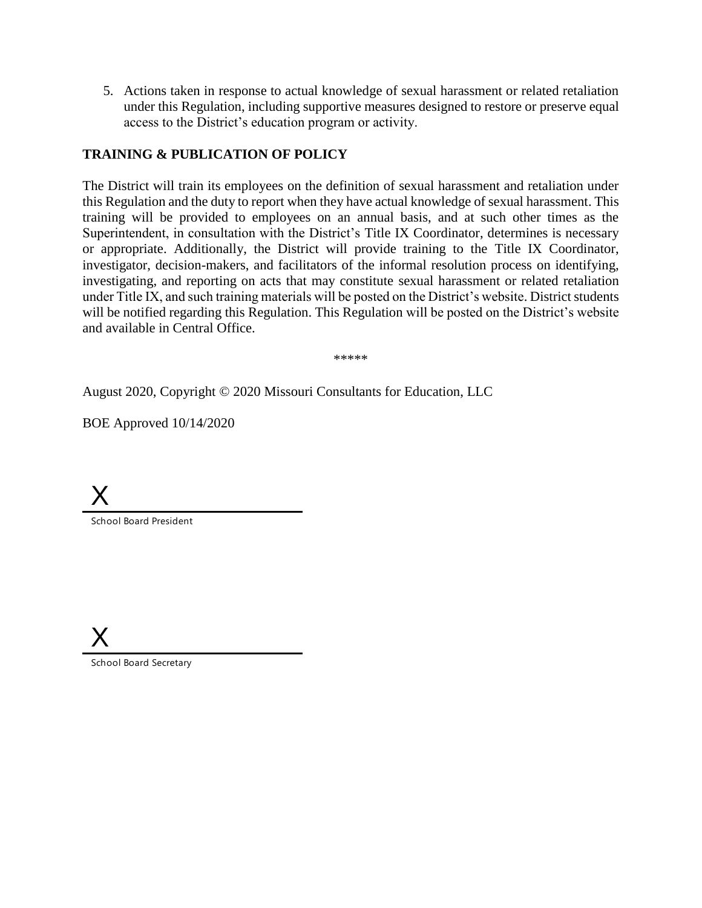5. Actions taken in response to actual knowledge of sexual harassment or related retaliation under this Regulation, including supportive measures designed to restore or preserve equal access to the District's education program or activity.

## TRAINING & PUBLICATION OF POLICY

The District will train its employees on the definition of sexual harassment and retaliation under this Regulation and the duty to report when they have actual knowledge of sexual harassment. This training will be provided to employees on an annual basis, and at such other times as the Superintendent, in consultation with the District's Title IX Coordinator, determines is necessary or appropriate. Additionally, the District will provide training to the Title IX Coordinator, investigator, decision-makers, and facilitators of the informal resolution process on identifying, investigating, and reporting on acts that may constitute sexual harassment or related retaliation under Title IX, and such training materials will be posted on the District's website. District students will be notified regarding this Regulation. This Regulation will be posted on the District's website and available in Central Office.

*****

August 2020, Copyright © 2020 Missouri Consultants for Education, LLC

BOE Approved 10/14/2020

X ______________________________

School Board President

X ______________________________

School Board Secretary